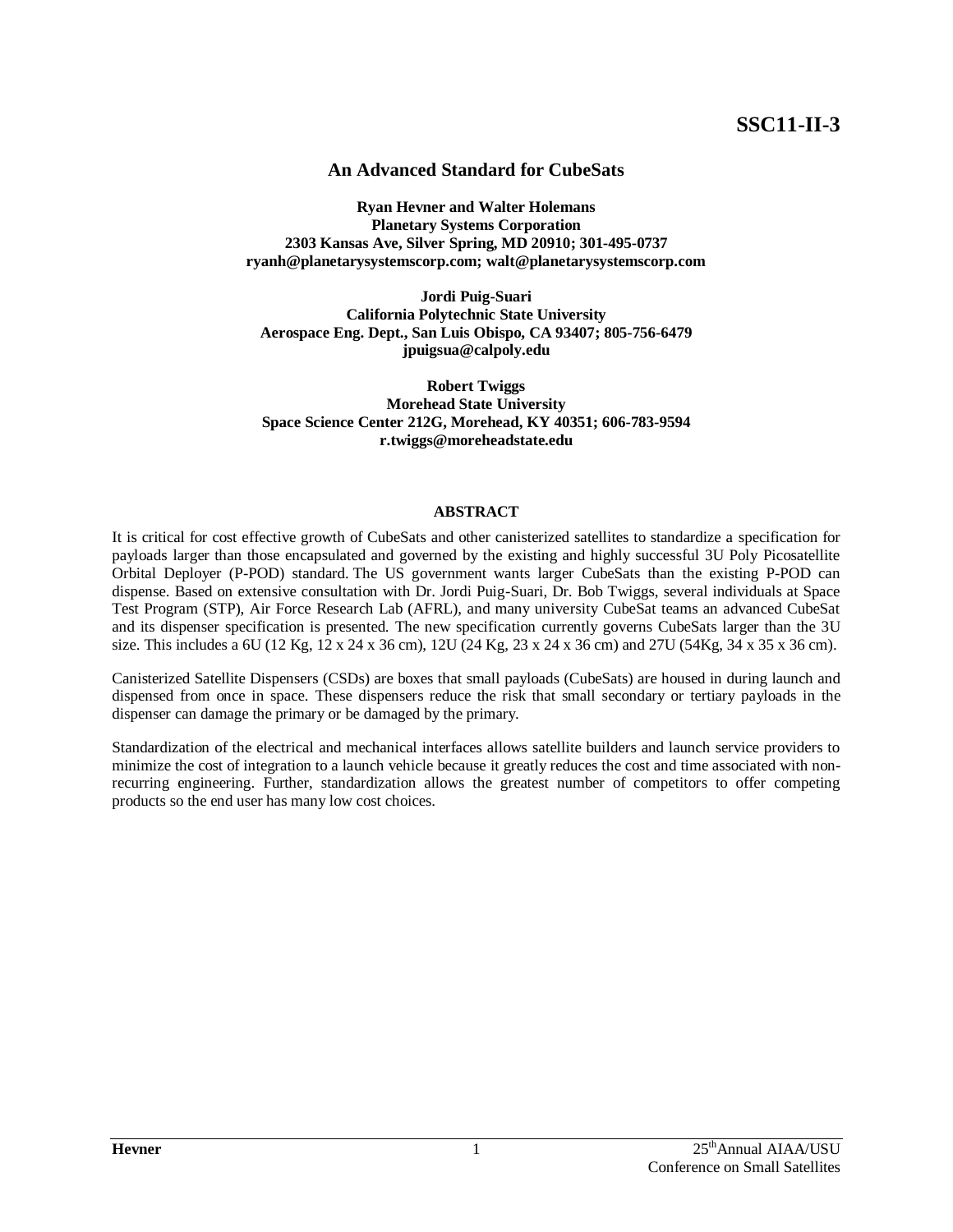SSC11-II-3

# An Advanced Standard for CubeSats

**Ryan Hevner and Walter Holemans**
**Planetary Systems Corporation**
**2303 Kansas Ave, Silver Spring, MD 20910; 301-495-0737**
**ryanh@planetarysystemscorp.com; walt@planetarysystemscorp.com**

**Jordi Puig-Suari**
**California Polytechnic State University**
**Aerospace Eng. Dept., San Luis Obispo, CA 93407; 805-756-6479**
**jpuigsua@calpoly.edu**

**Robert Twiggs**
**Morehead State University**
**Space Science Center 212G, Morehead, KY 40351; 606-783-9594**
**r.twiggs@moreheadstate.edu**

## ABSTRACT

It is critical for cost effective growth of CubeSats and other canisterized satellites to standardize a specification for payloads larger than those encapsulated and governed by the existing and highly successful 3U Poly Picosatellite Orbital Deployer (P-POD) standard. The US government wants larger CubeSats than the existing P-POD can dispense. Based on extensive consultation with Dr. Jordi Puig-Suari, Dr. Bob Twiggs, several individuals at Space Test Program (STP), Air Force Research Lab (AFRL), and many university CubeSat teams an advanced CubeSat and its dispenser specification is presented. The new specification currently governs CubeSats larger than the 3U size. This includes a 6U (12 Kg, 12 x 24 x 36 cm), 12U (24 Kg, 23 x 24 x 36 cm) and 27U (54Kg, 34 x 35 x 36 cm).

Canisterized Satellite Dispensers (CSDs) are boxes that small payloads (CubeSats) are housed in during launch and dispensed from once in space. These dispensers reduce the risk that small secondary or tertiary payloads in the dispenser can damage the primary or be damaged by the primary.

Standardization of the electrical and mechanical interfaces allows satellite builders and launch service providers to minimize the cost of integration to a launch vehicle because it greatly reduces the cost and time associated with non-recurring engineering. Further, standardization allows the greatest number of competitors to offer competing products so the end user has many low cost choices.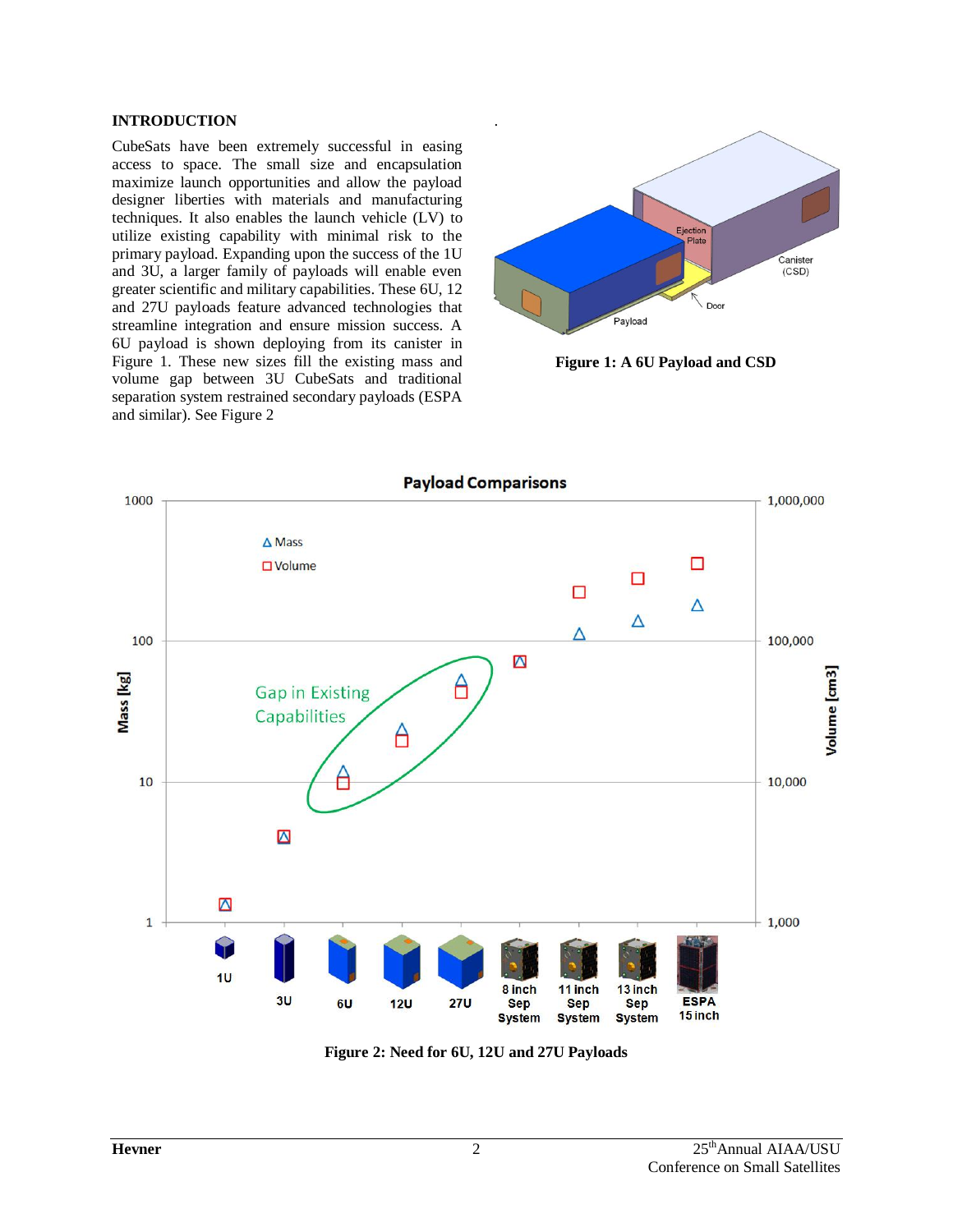## INTRODUCTION

CubeSats have been extremely successful in easing access to space. The small size and encapsulation maximize launch opportunities and allow the payload designer liberties with materials and manufacturing techniques. It also enables the launch vehicle (LV) to utilize existing capability with minimal risk to the primary payload. Expanding upon the success of the 1U and 3U, a larger family of payloads will enable even greater scientific and military capabilities. These 6U, 12 and 27U payloads feature advanced technologies that streamline integration and ensure mission success. A 6U payload is shown deploying from its canister in Figure 1. These new sizes fill the existing mass and volume gap between 3U CubeSats and traditional separation system restrained secondary payloads (ESPA and similar). See Figure 2

**Figure 1: A 6U Payload and CSD**

**Figure 2: Need for 6U, 12U and 27U Payloads**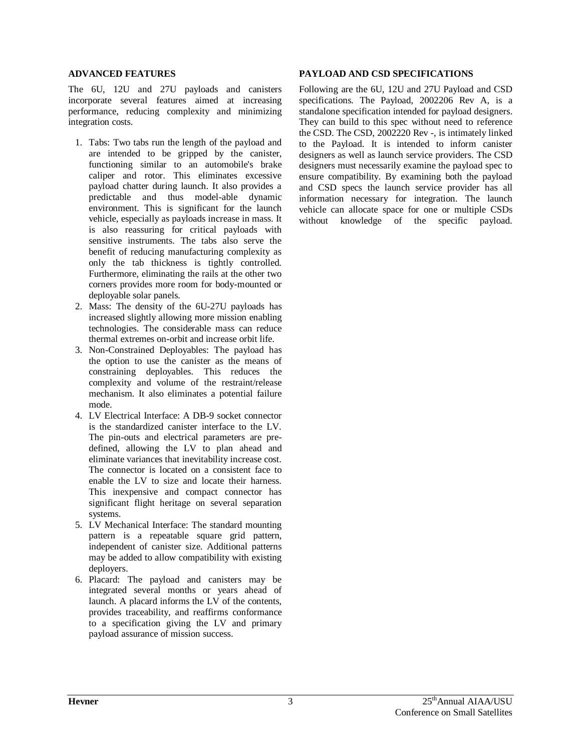## ADVANCED FEATURES

The 6U, 12U and 27U payloads and canisters incorporate several features aimed at increasing performance, reducing complexity and minimizing integration costs.

1. Tabs: Two tabs run the length of the payload and are intended to be gripped by the canister, functioning similar to an automobile's brake caliper and rotor. This eliminates excessive payload chatter during launch. It also provides a predictable and thus model-able dynamic environment. This is significant for the launch vehicle, especially as payloads increase in mass. It is also reassuring for critical payloads with sensitive instruments. The tabs also serve the benefit of reducing manufacturing complexity as only the tab thickness is tightly controlled. Furthermore, eliminating the rails at the other two corners provides more room for body-mounted or deployable solar panels.
2. Mass: The density of the 6U-27U payloads has increased slightly allowing more mission enabling technologies. The considerable mass can reduce thermal extremes on-orbit and increase orbit life.
3. Non-Constrained Deployables: The payload has the option to use the canister as the means of constraining deployables. This reduces the complexity and volume of the restraint/release mechanism. It also eliminates a potential failure mode.
4. LV Electrical Interface: A DB-9 socket connector is the standardized canister interface to the LV. The pin-outs and electrical parameters are pre-defined, allowing the LV to plan ahead and eliminate variances that inevitability increase cost. The connector is located on a consistent face to enable the LV to size and locate their harness. This inexpensive and compact connector has significant flight heritage on several separation systems.
5. LV Mechanical Interface: The standard mounting pattern is a repeatable square grid pattern, independent of canister size. Additional patterns may be added to allow compatibility with existing deployers.
6. Placard: The payload and canisters may be integrated several months or years ahead of launch. A placard informs the LV of the contents, provides traceability, and reaffirms conformance to a specification giving the LV and primary payload assurance of mission success.

## PAYLOAD AND CSD SPECIFICATIONS

Following are the 6U, 12U and 27U Payload and CSD specifications. The Payload, 2002206 Rev A, is a standalone specification intended for payload designers. They can build to this spec without need to reference the CSD. The CSD, 2002220 Rev -, is intimately linked to the Payload. It is intended to inform canister designers as well as launch service providers. The CSD designers must necessarily examine the payload spec to ensure compatibility. By examining both the payload and CSD specs the launch service provider has all information necessary for integration. The launch vehicle can allocate space for one or multiple CSDs without knowledge of the specific payload.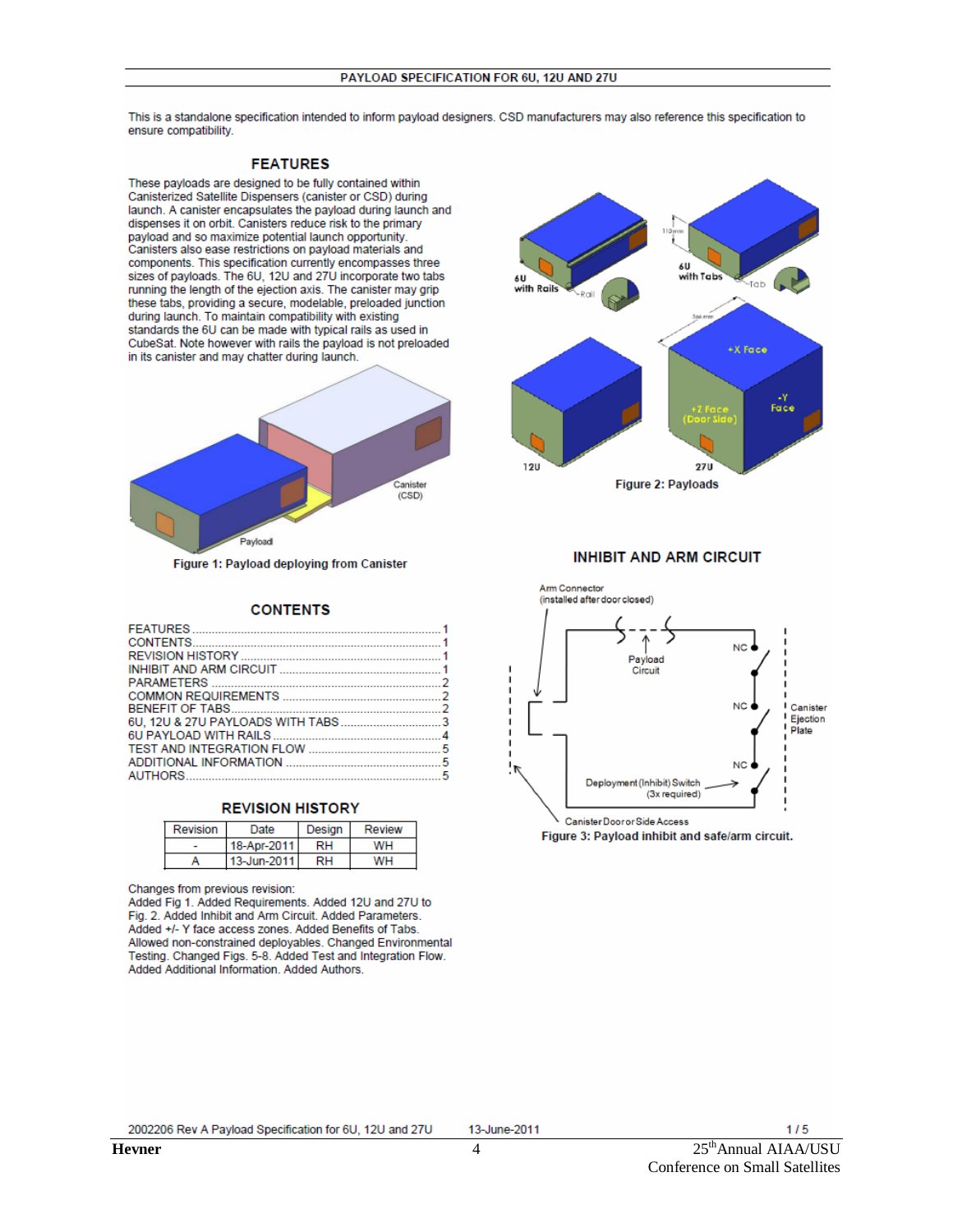PAYLOAD SPECIFICATION FOR 6U, 12U AND 27U

This is a standalone specification intended to inform payload designers. CSD manufacturers may also reference this specification to ensure compatibility.

## FEATURES

These payloads are designed to be fully contained within Canisterized Satellite Dispensers (canister or CSD) during launch. A canister encapsulates the payload during launch and dispenses it on orbit. Canisters reduce risk to the primary payload and so maximize potential launch opportunity. Canisters also ease restrictions on payload materials and components. This specification currently encompasses three sizes of payloads. The 6U, 12U and 27U incorporate two tabs running the length of the ejection axis. The canister may grip these tabs, providing a secure, modelable, preloaded junction during launch. To maintain compatibility with existing standards the 6U can be made with typical rails as used in CubeSat. Note however with rails the payload is not preloaded in its canister and may chatter during launch.

Figure 1: Payload deploying from Canister

## CONTENTS

FEATURES ............ 1
CONTENTS ............ 1
REVISION HISTORY ............ 1
INHIBIT AND ARM CIRCUIT ............ 1
PARAMETERS ............ 2
COMMON REQUIREMENTS ............ 2
BENEFIT OF TABS ............ 2
6U, 12U & 27U PAYLOADS WITH TABS ............ 3
6U PAYLOAD WITH RAILS ............ 4
TEST AND INTEGRATION FLOW ............ 5
ADDITIONAL INFORMATION ............ 5
AUTHORS ............ 5

## REVISION HISTORY

| Revision | Date | Design | Review |
|---|---|---|---|
| - | 18-Apr-2011 | RH | WH |
| A | 13-Jun-2011 | RH | WH |

Changes from previous revision:
Added Fig 1. Added Requirements. Added 12U and 27U to Fig. 2. Added Inhibit and Arm Circuit. Added Parameters. Added +/- Y face access zones. Added Benefits of Tabs. Allowed non-constrained deployables. Changed Environmental Testing. Changed Figs. 5-8. Added Test and Integration Flow. Added Additional Information. Added Authors.

Figure 2: Payloads

## INHIBIT AND ARM CIRCUIT

Figure 3: Payload inhibit and safe/arm circuit.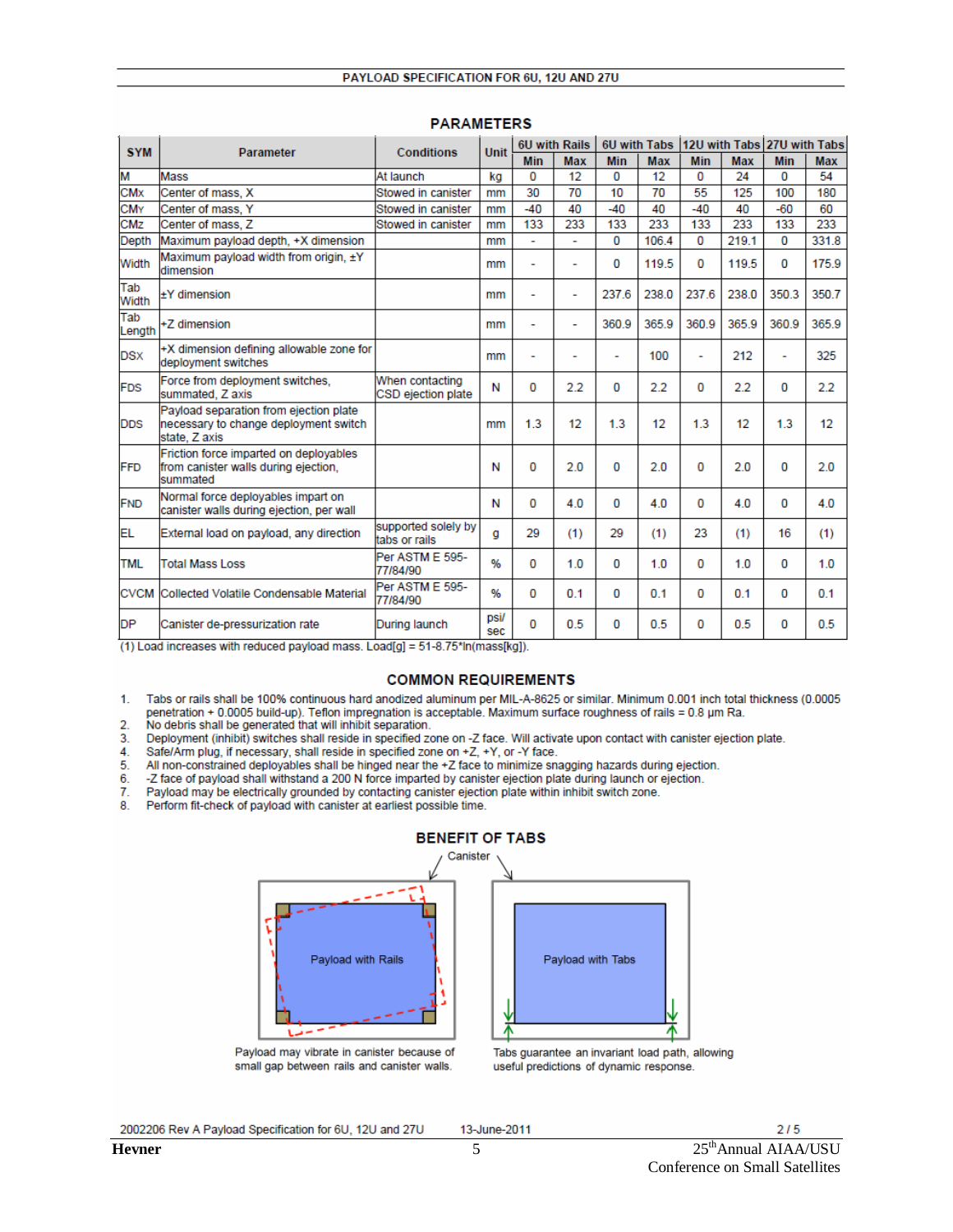PAYLOAD SPECIFICATION FOR 6U, 12U AND 27U

## PARAMETERS

| SYM | Parameter | Conditions | Unit | 6U with Rails | | 6U with Tabs | | 12U with Tabs | | 27U with Tabs | |
|---|---|---|---|---|---|---|---|---|---|---|---|
| | | | | Min | Max | Min | Max | Min | Max | Min | Max |
| M | Mass | At launch | kg | 0 | 12 | 0 | 12 | 0 | 24 | 0 | 54 |
| CMx | Center of mass, X | Stowed in canister | mm | 30 | 70 | 10 | 70 | 55 | 125 | 100 | 180 |
| CMY | Center of mass, Y | Stowed in canister | mm | -40 | 40 | -40 | 40 | -40 | 40 | -60 | 60 |
| CMz | Center of mass, Z | Stowed in canister | mm | 133 | 233 | 133 | 233 | 133 | 233 | 133 | 233 |
| Depth | Maximum payload depth, +X dimension | | mm | - | - | 0 | 106.4 | 0 | 219.1 | 0 | 331.8 |
| Width | Maximum payload width from origin, ±Y dimension | | mm | - | - | 0 | 119.5 | 0 | 119.5 | 0 | 175.9 |
| Tab Width | ±Y dimension | | mm | - | - | 237.6 | 238.0 | 237.6 | 238.0 | 350.3 | 350.7 |
| Tab Length | +Z dimension | | mm | - | - | 360.9 | 365.9 | 360.9 | 365.9 | 360.9 | 365.9 |
| DSX | +X dimension defining allowable zone for deployment switches | | mm | - | - | - | 100 | - | 212 | - | 325 |
| FDS | Force from deployment switches, summated, Z axis | When contacting CSD ejection plate | N | 0 | 2.2 | 0 | 2.2 | 0 | 2.2 | 0 | 2.2 |
| DDS | Payload separation from ejection plate necessary to change deployment switch state, Z axis | | mm | 1.3 | 12 | 1.3 | 12 | 1.3 | 12 | 1.3 | 12 |
| FFD | Friction force imparted on deployables from canister walls during ejection, summated | | N | 0 | 2.0 | 0 | 2.0 | 0 | 2.0 | 0 | 2.0 |
| FND | Normal force deployables impart on canister walls during ejection, per wall | | N | 0 | 4.0 | 0 | 4.0 | 0 | 4.0 | 0 | 4.0 |
| EL | External load on payload, any direction | supported solely by tabs or rails | g | 29 | (1) | 29 | (1) | 23 | (1) | 16 | (1) |
| TML | Total Mass Loss | Per ASTM E 595-77/84/90 | % | 0 | 1.0 | 0 | 1.0 | 0 | 1.0 | 0 | 1.0 |
| CVCM | Collected Volatile Condensable Material | Per ASTM E 595-77/84/90 | % | 0 | 0.1 | 0 | 0.1 | 0 | 0.1 | 0 | 0.1 |
| DP | Canister de-pressurization rate | During launch | psi/sec | 0 | 0.5 | 0 | 0.5 | 0 | 0.5 | 0 | 0.5 |

(1) Load increases with reduced payload mass. Load[g] = 51-8.75*ln(mass[kg]).

## COMMON REQUIREMENTS

1. Tabs or rails shall be 100% continuous hard anodized aluminum per MIL-A-8625 or similar. Minimum 0.001 inch total thickness (0.0005 penetration + 0.0005 build-up). Teflon impregnation is acceptable. Maximum surface roughness of rails = 0.8 µm Ra.
2. No debris shall be generated that will inhibit separation.
3. Deployment (inhibit) switches shall reside in specified zone on -Z face. Will activate upon contact with canister ejection plate.
4. Safe/Arm plug, if necessary, shall reside in specified zone on +Z, +Y, or -Y face.
5. All non-constrained deployables shall be hinged near the +Z face to minimize snagging hazards during ejection.
6. -Z face of payload shall withstand a 200 N force imparted by canister ejection plate during launch or ejection.
7. Payload may be electrically grounded by contacting canister ejection plate within inhibit switch zone.
8. Perform fit-check of payload with canister at earliest possible time.

## BENEFIT OF TABS

Canister

Payload with Rails

Payload may vibrate in canister because of small gap between rails and canister walls.

Payload with Tabs

Tabs guarantee an invariant load path, allowing useful predictions of dynamic response.

2002206 Rev A Payload Specification for 6U, 12U and 27U 13-June-2011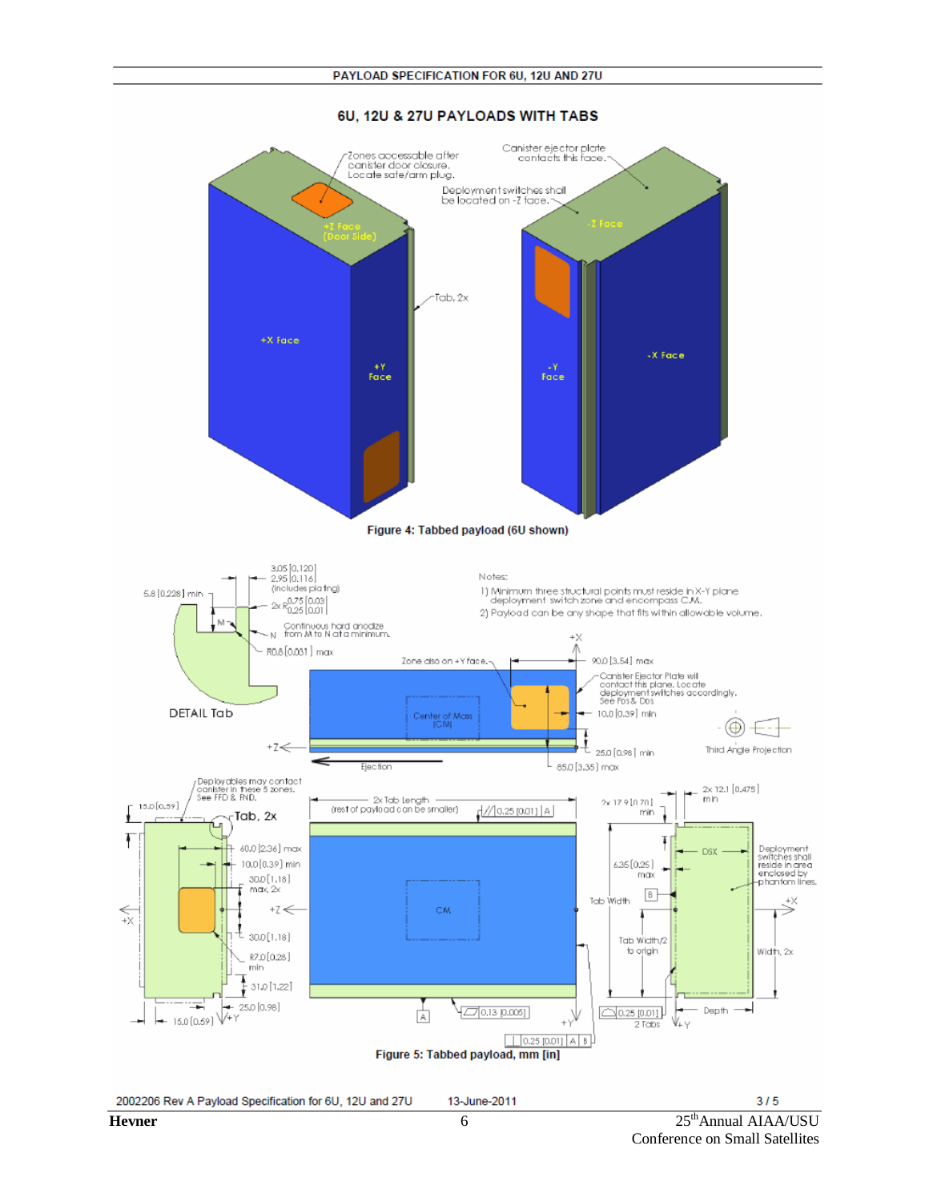PAYLOAD SPECIFICATION FOR 6U, 12U AND 27U

## 6U, 12U & 27U PAYLOADS WITH TABS

Figure 4: Tabbed payload (6U shown)

Notes:

1) Minimum three structural points must reside in X-Y plane deployment switch zone and encompass C.M.
2) Payload can be any shape that fits within allowable volume.

Figure 5: Tabbed payload, mm [in]

2002206 Rev A Payload Specification for 6U, 12U and 27U 13-June-2011 3 / 5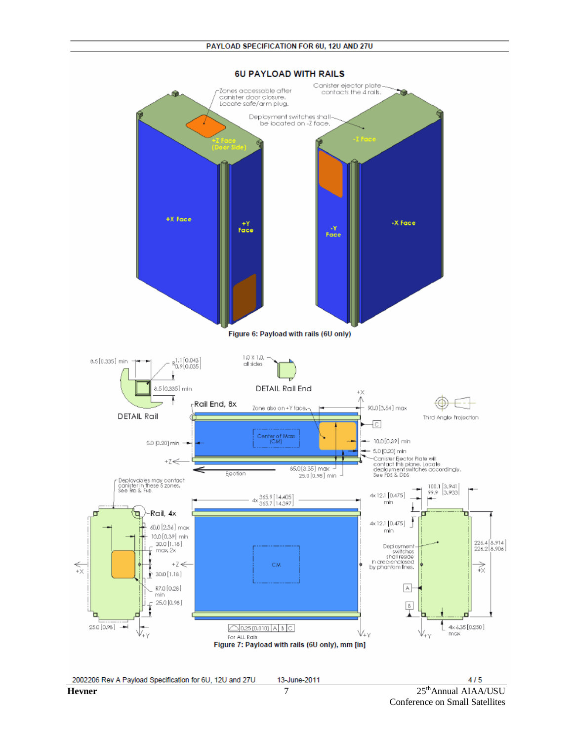PAYLOAD SPECIFICATION FOR 6U, 12U AND 27U

## 6U PAYLOAD WITH RAILS

Figure 6: Payload with rails (6U only)

Figure 7: Payload with rails (6U only), mm [in]

2002206 Rev A Payload Specification for 6U, 12U and 27U — 13-June-2011 — 4 / 5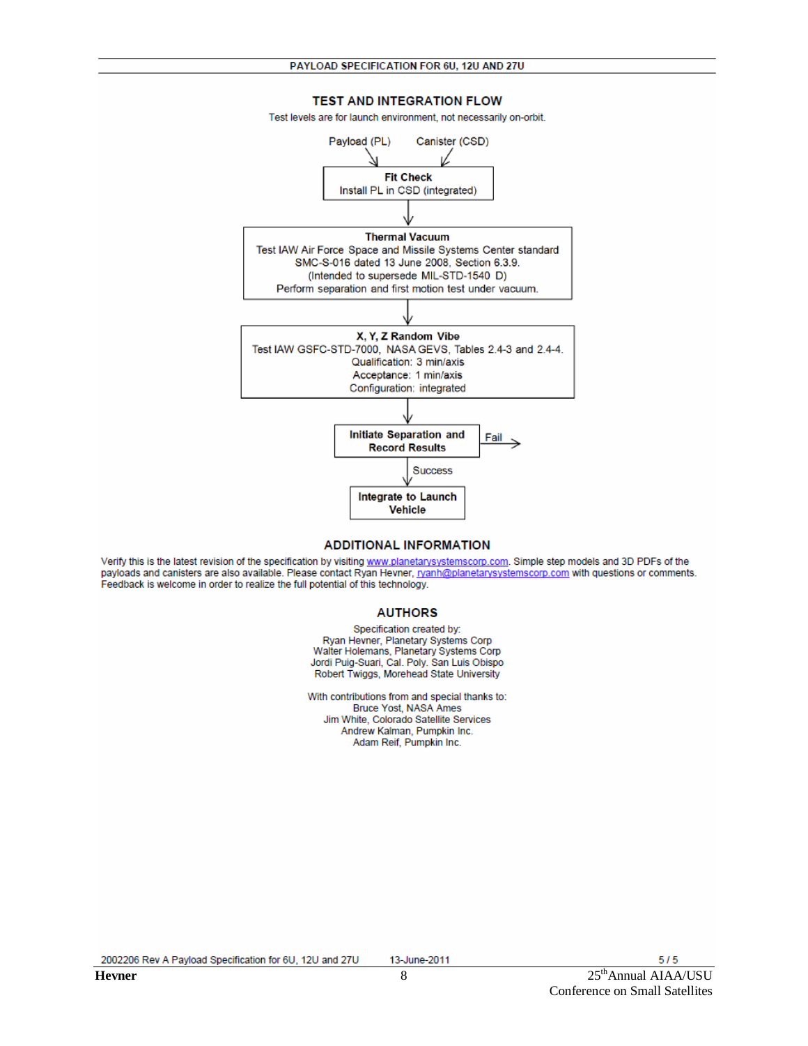PAYLOAD SPECIFICATION FOR 6U, 12U AND 27U

## TEST AND INTEGRATION FLOW

Test levels are for launch environment, not necessarily on-orbit.

Payload (PL) → Canister (CSD) →

**Fit Check**
Install PL in CSD (integrated)

↓

**Thermal Vacuum**
Test IAW Air Force Space and Missile Systems Center standard SMC-S-016 dated 13 June 2008, Section 6.3.9.
(Intended to supersede MIL-STD-1540 D)
Perform separation and first motion test under vacuum.

↓

**X, Y, Z Random Vibe**
Test IAW GSFC-STD-7000, NASA GEVS, Tables 2.4-3 and 2.4-4.
Qualification: 3 min/axis
Acceptance: 1 min/axis
Configuration: integrated

↓

**Initiate Separation and Record Results** → Fail

↓ Success

**Integrate to Launch Vehicle**

## ADDITIONAL INFORMATION

Verify this is the latest revision of the specification by visiting www.planetarysystemscorp.com. Simple step models and 3D PDFs of the payloads and canisters are also available. Please contact Ryan Hevner, ryanh@planetarysystemscorp.com with questions or comments. Feedback is welcome in order to realize the full potential of this technology.

## AUTHORS

Specification created by:
Ryan Hevner, Planetary Systems Corp
Walter Holemans, Planetary Systems Corp
Jordi Puig-Suari, Cal. Poly. San Luis Obispo
Robert Twiggs, Morehead State University

With contributions from and special thanks to:
Bruce Yost, NASA Ames
Jim White, Colorado Satellite Services
Andrew Kalman, Pumpkin Inc.
Adam Reif, Pumpkin Inc.

2002206 Rev A Payload Specification for 6U, 12U and 27U 13-June-2011 5 / 5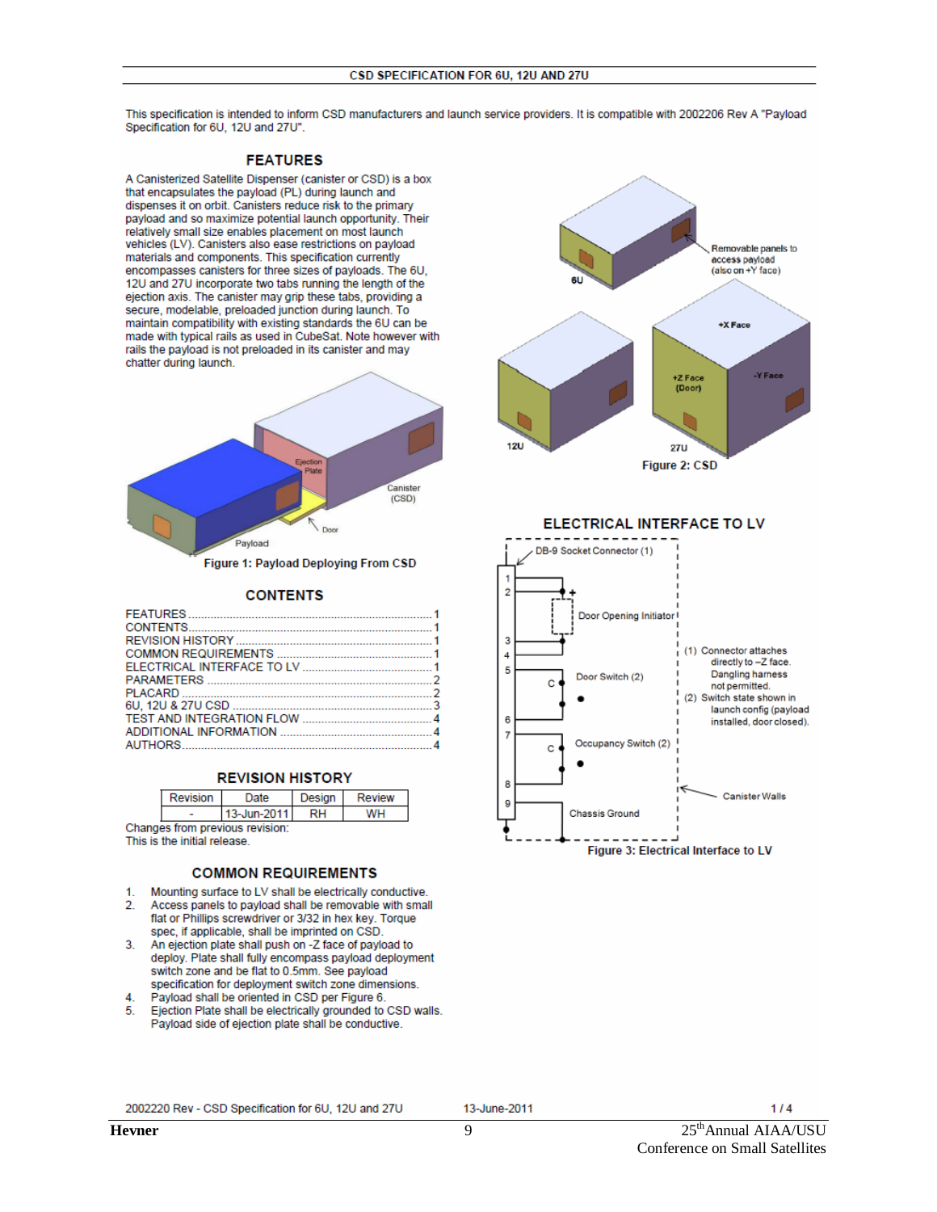**CSD SPECIFICATION FOR 6U, 12U AND 27U**

This specification is intended to inform CSD manufacturers and launch service providers. It is compatible with 2002206 Rev A "Payload Specification for 6U, 12U and 27U".

## FEATURES

A Canisterized Satellite Dispenser (canister or CSD) is a box that encapsulates the payload (PL) during launch and dispenses it on orbit. Canisters reduce risk to the primary payload and so maximize potential launch opportunity. Their relatively small size enables placement on most launch vehicles (LV). Canisters also ease restrictions on payload materials and components. This specification currently encompasses canisters for three sizes of payloads. The 6U, 12U and 27U incorporate two tabs running the length of the ejection axis. The canister may grip these tabs, providing a secure, modelable, preloaded junction during launch. To maintain compatibility with existing standards the 6U can be made with typical rails as used in CubeSat. Note however with rails the payload is not preloaded in its canister and may chatter during launch.

Figure 1: Payload Deploying From CSD

## CONTENTS

FEATURES ........ 1
CONTENTS ........ 1
REVISION HISTORY ........ 1
COMMON REQUIREMENTS ........ 1
ELECTRICAL INTERFACE TO LV ........ 1
PARAMETERS ........ 2
PLACARD ........ 2
6U, 12U & 27U CSD ........ 3
TEST AND INTEGRATION FLOW ........ 4
ADDITIONAL INFORMATION ........ 4
AUTHORS ........ 4

## REVISION HISTORY

| Revision | Date | Design | Review |
|---|---|---|---|
| - | 13-Jun-2011 | RH | WH |

Changes from previous revision:
This is the initial release.

## COMMON REQUIREMENTS

1. Mounting surface to LV shall be electrically conductive.
2. Access panels to payload shall be removable with small flat or Phillips screwdriver or 3/32 in hex key. Torque spec, if applicable, shall be imprinted on CSD.
3. An ejection plate shall push on -Z face of payload to deploy. Plate shall fully encompass payload deployment switch zone and be flat to 0.5mm. See payload specification for deployment switch zone dimensions.
4. Payload shall be oriented in CSD per Figure 6.
5. Ejection Plate shall be electrically grounded to CSD walls. Payload side of ejection plate shall be conductive.

Figure 2: CSD

## ELECTRICAL INTERFACE TO LV

(1) Connector attaches directly to –Z face. Dangling harness not permitted.
(2) Switch state shown in launch config (payload installed, door closed).

Figure 3: Electrical Interface to LV

2002220 Rev - CSD Specification for 6U, 12U and 27U — 13-June-2011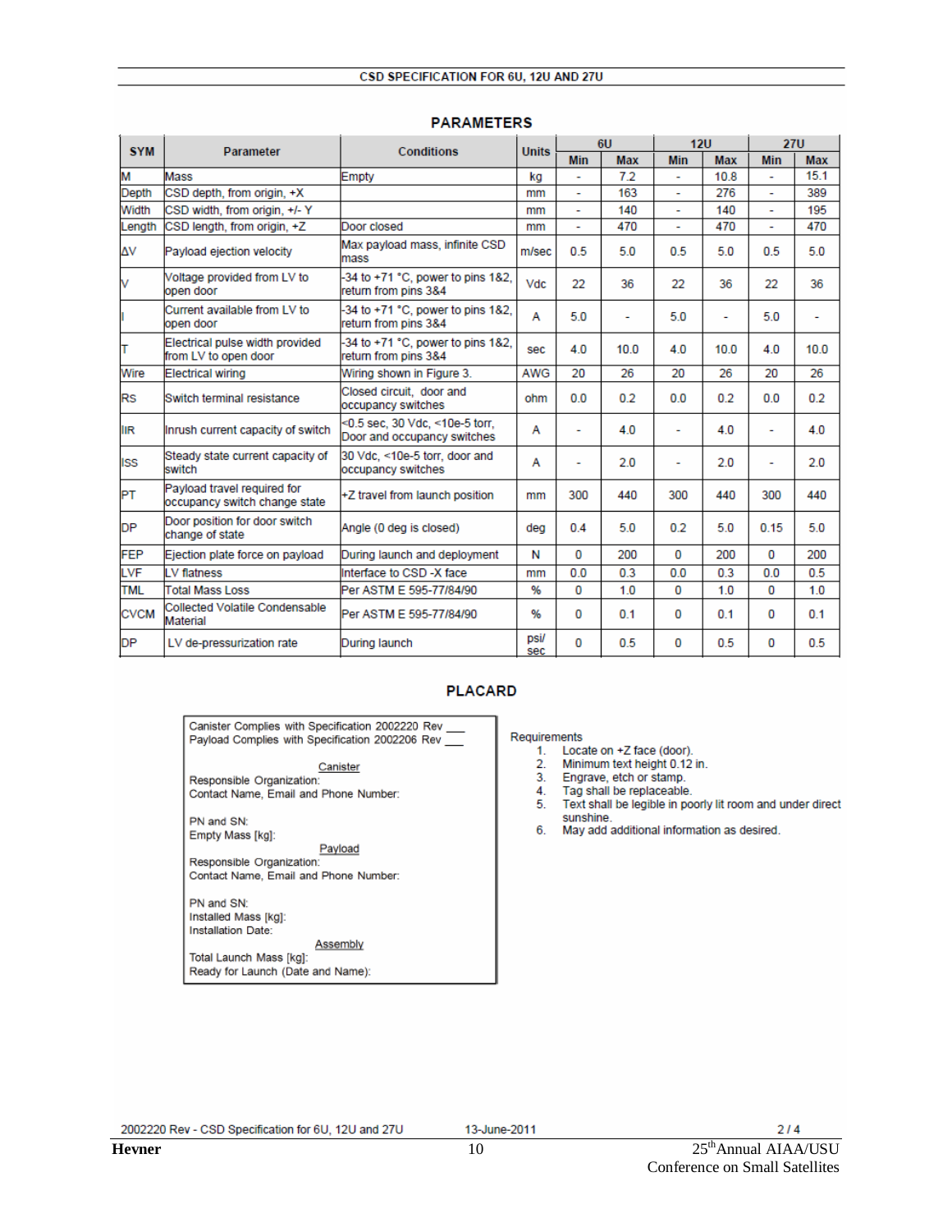**CSD SPECIFICATION FOR 6U, 12U AND 27U**

## PARAMETERS

| SYM | Parameter | Conditions | Units | 6U | | 12U | | 27U | |
|---|---|---|---|---|---|---|---|---|---|
| | | | | Min | Max | Min | Max | Min | Max |
| M | Mass | Empty | kg | - | 7.2 | - | 10.8 | - | 15.1 |
| Depth | CSD depth, from origin, +X | | mm | - | 163 | - | 276 | - | 389 |
| Width | CSD width, from origin, +/- Y | | mm | - | 140 | - | 140 | - | 195 |
| Length | CSD length, from origin, +Z | Door closed | mm | - | 470 | - | 470 | - | 470 |
| ΔV | Payload ejection velocity | Max payload mass, infinite CSD mass | m/sec | 0.5 | 5.0 | 0.5 | 5.0 | 0.5 | 5.0 |
| V | Voltage provided from LV to open door | -34 to +71 °C, power to pins 1&2, return from pins 3&4 | Vdc | 22 | 36 | 22 | 36 | 22 | 36 |
| I | Current available from LV to open door | -34 to +71 °C, power to pins 1&2, return from pins 3&4 | A | 5.0 | - | 5.0 | - | 5.0 | - |
| T | Electrical pulse width provided from LV to open door | -34 to +71 °C, power to pins 1&2, return from pins 3&4 | sec | 4.0 | 10.0 | 4.0 | 10.0 | 4.0 | 10.0 |
| Wire | Electrical wiring | Wiring shown in Figure 3. | AWG | 20 | 26 | 20 | 26 | 20 | 26 |
| RS | Switch terminal resistance | Closed circuit, door and occupancy switches | ohm | 0.0 | 0.2 | 0.0 | 0.2 | 0.0 | 0.2 |
| IIR | Inrush current capacity of switch | <0.5 sec, 30 Vdc, <10e-5 torr, Door and occupancy switches | A | - | 4.0 | - | 4.0 | - | 4.0 |
| ISS | Steady state current capacity of switch | 30 Vdc, <10e-5 torr, door and occupancy switches | A | - | 2.0 | - | 2.0 | - | 2.0 |
| PT | Payload travel required for occupancy switch change state | +Z travel from launch position | mm | 300 | 440 | 300 | 440 | 300 | 440 |
| DP | Door position for door switch change of state | Angle (0 deg is closed) | deg | 0.4 | 5.0 | 0.2 | 5.0 | 0.15 | 5.0 |
| FEP | Ejection plate force on payload | During launch and deployment | N | 0 | 200 | 0 | 200 | 0 | 200 |
| LVF | LV flatness | Interface to CSD -X face | mm | 0.0 | 0.3 | 0.0 | 0.3 | 0.0 | 0.5 |
| TML | Total Mass Loss | Per ASTM E 595-77/84/90 | % | 0 | 1.0 | 0 | 1.0 | 0 | 1.0 |
| CVCM | Collected Volatile Condensable Material | Per ASTM E 595-77/84/90 | % | 0 | 0.1 | 0 | 0.1 | 0 | 0.1 |
| DP | LV de-pressurization rate | During launch | psi/sec | 0 | 0.5 | 0 | 0.5 | 0 | 0.5 |

## PLACARD

Canister Complies with Specification 2002220 Rev ___
Payload Complies with Specification 2002206 Rev ___

Canister
Responsible Organization:
Contact Name, Email and Phone Number:

PN and SN:
Empty Mass [kg]:

Payload
Responsible Organization:
Contact Name, Email and Phone Number:

PN and SN:
Installed Mass [kg]:
Installation Date:

Assembly
Total Launch Mass [kg]:
Ready for Launch (Date and Name):

Requirements
1. Locate on +Z face (door).
2. Minimum text height 0.12 in.
3. Engrave, etch or stamp.
4. Tag shall be replaceable.
5. Text shall be legible in poorly lit room and under direct sunshine.
6. May add additional information as desired.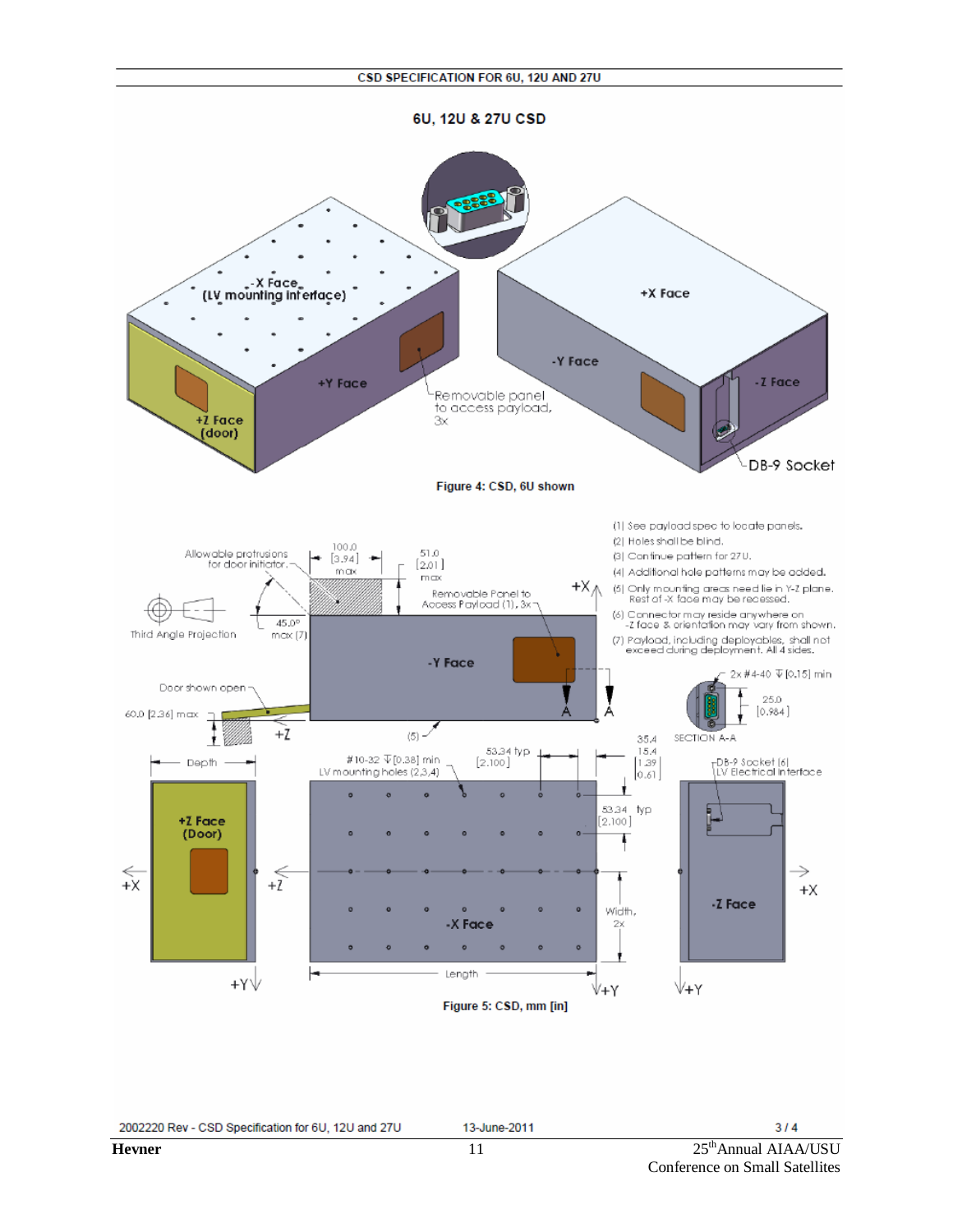CSD SPECIFICATION FOR 6U, 12U AND 27U

## 6U, 12U & 27U CSD

**Figure 4: CSD, 6U shown**

(1) See payload spec to locate panels.
(2) Holes shall be blind.
(3) Continue pattern for 27U.
(4) Additional hole patterns may be added.
(5) Only mounting areas need lie in Y-Z plane. Rest of -X face may be recessed.
(6) Connector may reside anywhere on -Z face & orientation may vary from shown.
(7) Payload, including deployables, shall not exceed during deployment. All 4 sides.

**Figure 5: CSD, mm [in]**

2002220 Rev - CSD Specification for 6U, 12U and 27U 13-June-2011 3 / 4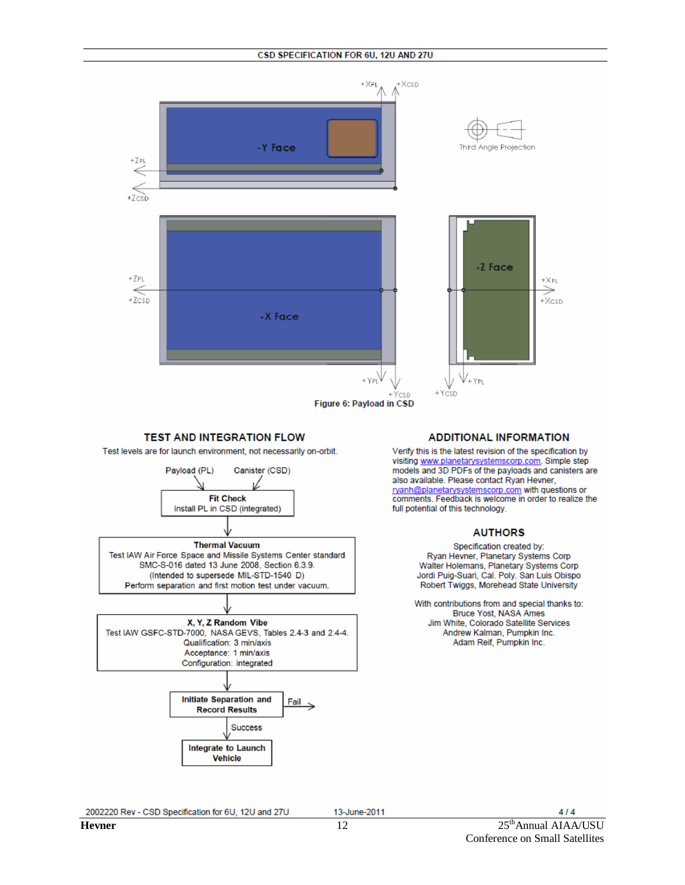CSD SPECIFICATION FOR 6U, 12U AND 27U

+XPL
+XCSD
-Y Face
+ZPL
+ZCSD
Third Angle Projection
+ZPL
+ZCSD
-X Face
-Z Face
+XPL
+XCSD
+YPL
+YCSD
+YCSD
+YPL

Figure 6: Payload in CSD

## TEST AND INTEGRATION FLOW

Test levels are for launch environment, not necessarily on-orbit.

Payload (PL) → Canister (CSD)

**Fit Check**
Install PL in CSD (integrated)

↓

**Thermal Vacuum**
Test IAW Air Force Space and Missile Systems Center standard SMC-S-016 dated 13 June 2008, Section 6.3.9.
(Intended to supersede MIL-STD-1540 D)
Perform separation and first motion test under vacuum.

↓

**X, Y, Z Random Vibe**
Test IAW GSFC-STD-7000, NASA GEVS, Tables 2.4-3 and 2.4-4.
Qualification: 3 min/axis
Acceptance: 1 min/axis
Configuration: integrated

↓

**Initiate Separation and Record Results** → Fail

↓ Success

**Integrate to Launch Vehicle**

## ADDITIONAL INFORMATION

Verify this is the latest revision of the specification by visiting www.planetarysystemscorp.com. Simple step models and 3D PDFs of the payloads and canisters are also available. Please contact Ryan Hevner, ryanh@planetarysystemscorp.com with questions or comments. Feedback is welcome in order to realize the full potential of this technology.

## AUTHORS

Specification created by:
Ryan Hevner, Planetary Systems Corp
Walter Holemans, Planetary Systems Corp
Jordi Puig-Suari, Cal. Poly. San Luis Obispo
Robert Twiggs, Morehead State University

With contributions from and special thanks to:
Bruce Yost, NASA Ames
Jim White, Colorado Satellite Services
Andrew Kalman, Pumpkin Inc.
Adam Reif, Pumpkin Inc.

2002220 Rev - CSD Specification for 6U, 12U and 27U　　13-June-2011　　4 / 4